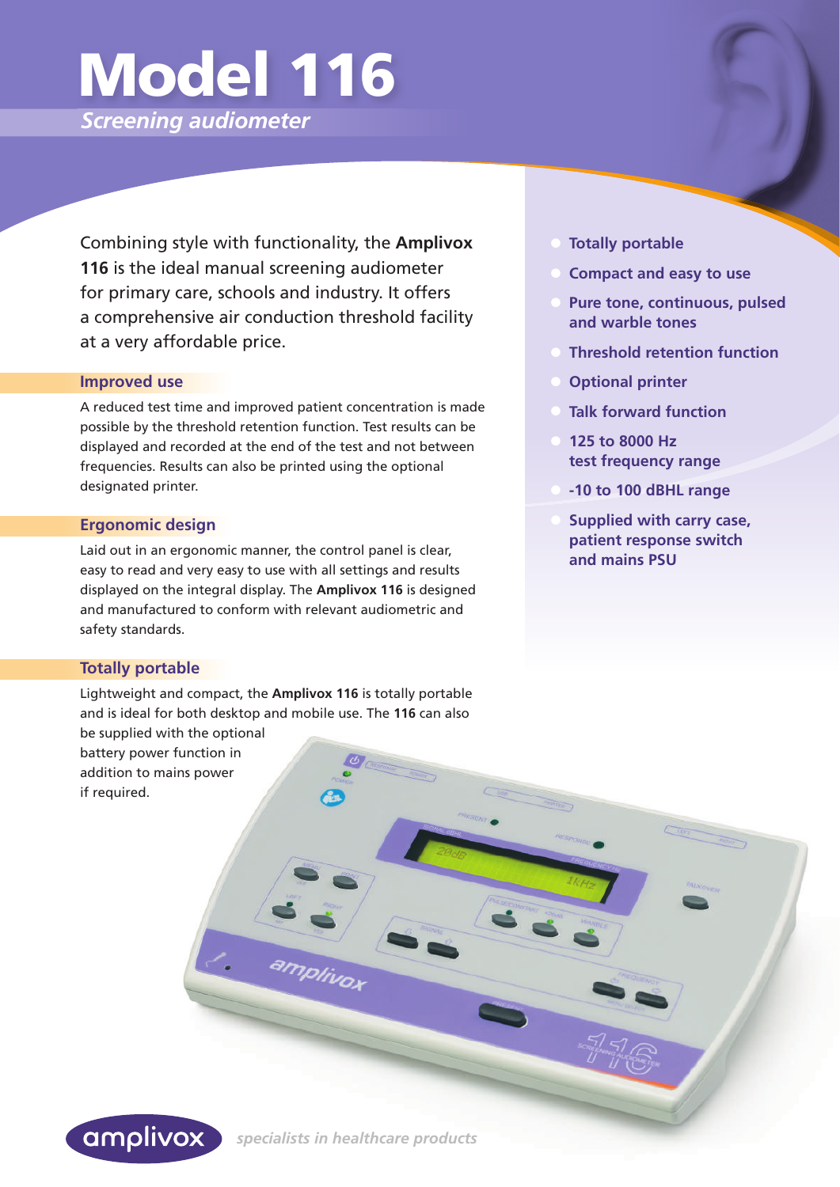# Model 116

*Screening audiometer*

Combining style with functionality, the **Amplivox 116** is the ideal manual screening audiometer for primary care, schools and industry. It offers a comprehensive air conduction threshold facility at a very affordable price.

## Improved use

A reduced test time and improved patient concentration is made possible by the threshold retention function. Test results can be displayed and recorded at the end of the test and not between frequencies. Results can also be printed using the optional designated printer.

## Ergonomic design

Laid out in an ergonomic manner, the control panel is clear, easy to read and very easy to use with all settings and results displayed on the integral display. The **Amplivox 116** is designed and manufactured to conform with relevant audiometric and safety standards.

## Totally portable

Lightweight and compact, the **Amplivox 116** is totally portable and is ideal for both desktop and mobile use. The **116** can also be supplied with the optional battery power function in addition to mains power if required.

- **Totally portable**
- **Compact and easy to use**
- **Pure tone, continuous, pulsed and warble tones**
- **Threshold retention function**
- **Optional printer**
- **Talk forward function**
- **125 to 8000 Hz test frequency range**
- **-10 to 100 dBHL range**
- **Supplied with carry case, patient response switch and mains PSU**

amplivox *specialists in healthcare products*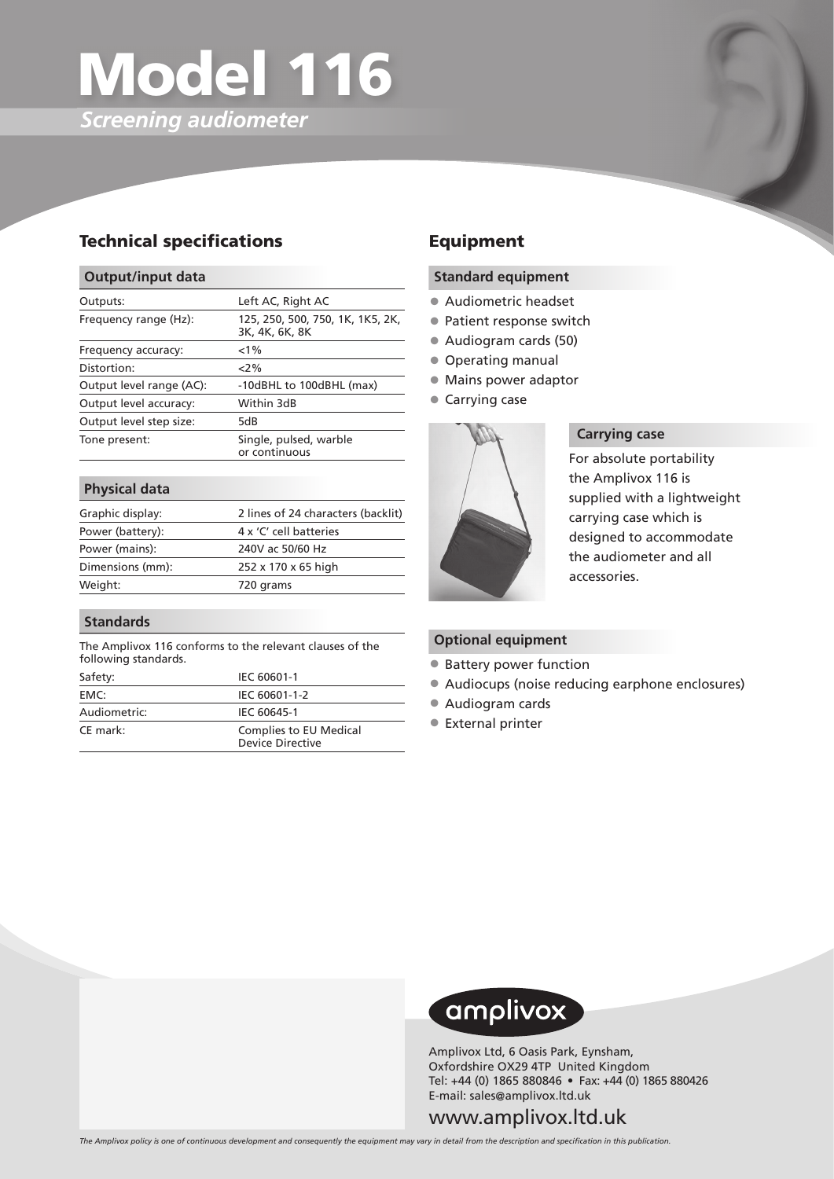# Model 116

*Screening audiometer*

## Technical specifications

### Output/input data

| | |
|---|---|
| Outputs: | Left AC, Right AC |
| Frequency range (Hz): | 125, 250, 500, 750, 1K, 1K5, 2K, 3K, 4K, 6K, 8K |
| Frequency accuracy: | <1% |
| Distortion: | <2% |
| Output level range (AC): | -10dBHL to 100dBHL (max) |
| Output level accuracy: | Within 3dB |
| Output level step size: | 5dB |
| Tone present: | Single, pulsed, warble or continuous |

### Physical data

| | |
|---|---|
| Graphic display: | 2 lines of 24 characters (backlit) |
| Power (battery): | 4 x 'C' cell batteries |
| Power (mains): | 240V ac 50/60 Hz |
| Dimensions (mm): | 252 x 170 x 65 high |
| Weight: | 720 grams |

### Standards

The Amplivox 116 conforms to the relevant clauses of the following standards.

| | |
|---|---|
| Safety: | IEC 60601-1 |
| EMC: | IEC 60601-1-2 |
| Audiometric: | IEC 60645-1 |
| CE mark: | Complies to EU Medical Device Directive |

## Equipment

### Standard equipment

- Audiometric headset
- Patient response switch
- Audiogram cards (50)
- Operating manual
- Mains power adaptor
- Carrying case

### Carrying case

For absolute portability the Amplivox 116 is supplied with a lightweight carrying case which is designed to accommodate the audiometer and all accessories.

### Optional equipment

- Battery power function
- Audiocups (noise reducing earphone enclosures)
- Audiogram cards
- External printer

amplivox

Amplivox Ltd, 6 Oasis Park, Eynsham, Oxfordshire OX29 4TP United Kingdom
Tel: +44 (0) 1865 880846 • Fax: +44 (0) 1865 880426
E-mail: sales@amplivox.ltd.uk

www.amplivox.ltd.uk

*The Amplivox policy is one of continuous development and consequently the equipment may vary in detail from the description and specification in this publication.*